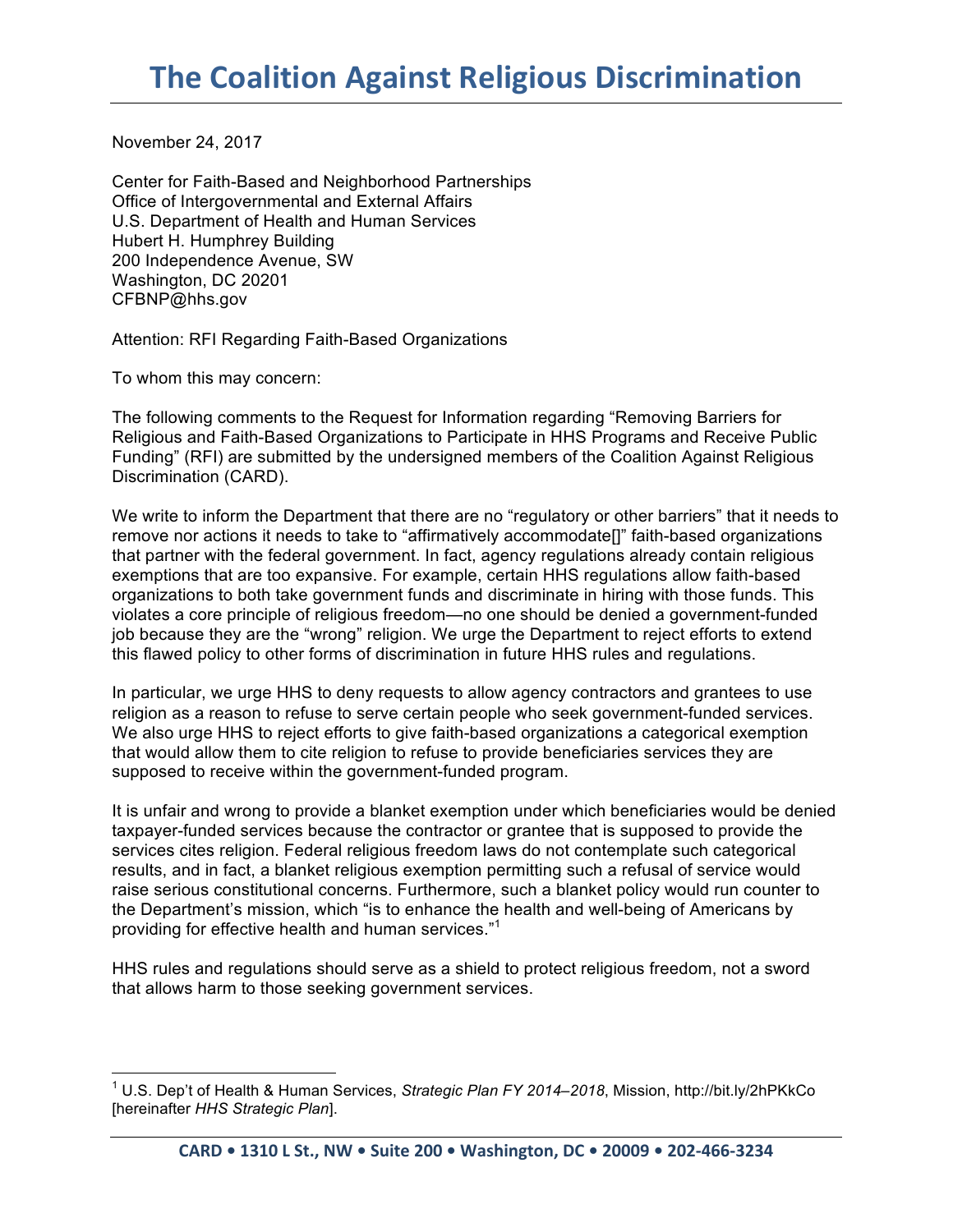# The Coalition Against Religious Discrimination

November 24, 2017

Center for Faith-Based and Neighborhood Partnerships
Office of Intergovernmental and External Affairs
U.S. Department of Health and Human Services
Hubert H. Humphrey Building
200 Independence Avenue, SW
Washington, DC 20201
CFBNP@hhs.gov

Attention: RFI Regarding Faith-Based Organizations

To whom this may concern:

The following comments to the Request for Information regarding "Removing Barriers for Religious and Faith-Based Organizations to Participate in HHS Programs and Receive Public Funding" (RFI) are submitted by the undersigned members of the Coalition Against Religious Discrimination (CARD).

We write to inform the Department that there are no "regulatory or other barriers" that it needs to remove nor actions it needs to take to "affirmatively accommodate[]" faith-based organizations that partner with the federal government. In fact, agency regulations already contain religious exemptions that are too expansive. For example, certain HHS regulations allow faith-based organizations to both take government funds and discriminate in hiring with those funds. This violates a core principle of religious freedom—no one should be denied a government-funded job because they are the "wrong" religion. We urge the Department to reject efforts to extend this flawed policy to other forms of discrimination in future HHS rules and regulations.

In particular, we urge HHS to deny requests to allow agency contractors and grantees to use religion as a reason to refuse to serve certain people who seek government-funded services. We also urge HHS to reject efforts to give faith-based organizations a categorical exemption that would allow them to cite religion to refuse to provide beneficiaries services they are supposed to receive within the government-funded program.

It is unfair and wrong to provide a blanket exemption under which beneficiaries would be denied taxpayer-funded services because the contractor or grantee that is supposed to provide the services cites religion. Federal religious freedom laws do not contemplate such categorical results, and in fact, a blanket religious exemption permitting such a refusal of service would raise serious constitutional concerns. Furthermore, such a blanket policy would run counter to the Department's mission, which "is to enhance the health and well-being of Americans by providing for effective health and human services."[1]

HHS rules and regulations should serve as a shield to protect religious freedom, not a sword that allows harm to those seeking government services.

---

[1] U.S. Dep't of Health & Human Services, *Strategic Plan FY 2014–2018*, Mission, http://bit.ly/2hPKkCo [hereinafter *HHS Strategic Plan*].

CARD • 1310 L St., NW • Suite 200 • Washington, DC • 20009 • 202-466-3234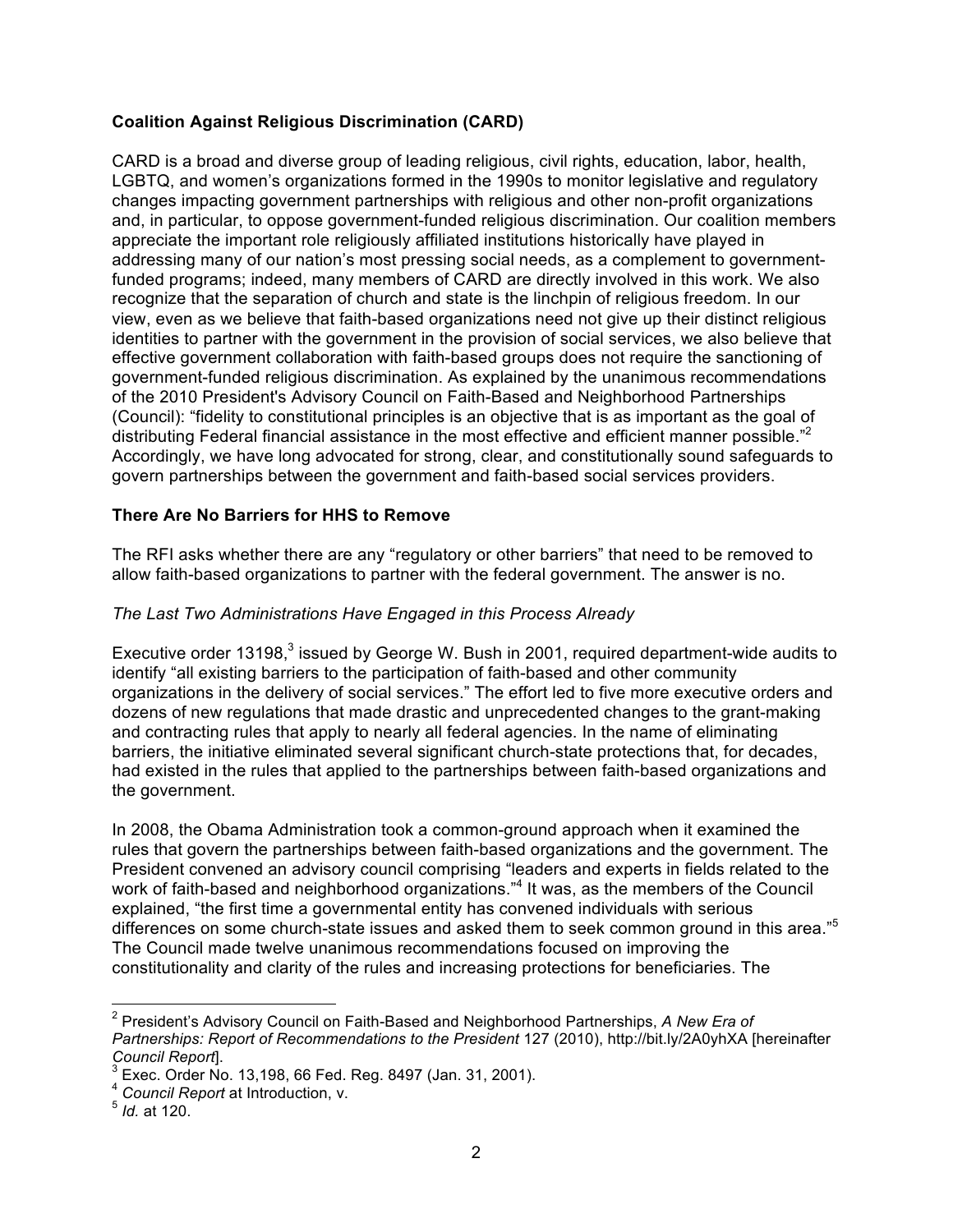**Coalition Against Religious Discrimination (CARD)**

CARD is a broad and diverse group of leading religious, civil rights, education, labor, health, LGBTQ, and women's organizations formed in the 1990s to monitor legislative and regulatory changes impacting government partnerships with religious and other non-profit organizations and, in particular, to oppose government-funded religious discrimination. Our coalition members appreciate the important role religiously affiliated institutions historically have played in addressing many of our nation's most pressing social needs, as a complement to government-funded programs; indeed, many members of CARD are directly involved in this work. We also recognize that the separation of church and state is the linchpin of religious freedom. In our view, even as we believe that faith-based organizations need not give up their distinct religious identities to partner with the government in the provision of social services, we also believe that effective government collaboration with faith-based groups does not require the sanctioning of government-funded religious discrimination. As explained by the unanimous recommendations of the 2010 President's Advisory Council on Faith-Based and Neighborhood Partnerships (Council): "fidelity to constitutional principles is an objective that is as important as the goal of distributing Federal financial assistance in the most effective and efficient manner possible."[2] Accordingly, we have long advocated for strong, clear, and constitutionally sound safeguards to govern partnerships between the government and faith-based social services providers.

**There Are No Barriers for HHS to Remove**

The RFI asks whether there are any "regulatory or other barriers" that need to be removed to allow faith-based organizations to partner with the federal government. The answer is no.

*The Last Two Administrations Have Engaged in this Process Already*

Executive order 13198,[3] issued by George W. Bush in 2001, required department-wide audits to identify "all existing barriers to the participation of faith-based and other community organizations in the delivery of social services." The effort led to five more executive orders and dozens of new regulations that made drastic and unprecedented changes to the grant-making and contracting rules that apply to nearly all federal agencies. In the name of eliminating barriers, the initiative eliminated several significant church-state protections that, for decades, had existed in the rules that applied to the partnerships between faith-based organizations and the government.

In 2008, the Obama Administration took a common-ground approach when it examined the rules that govern the partnerships between faith-based organizations and the government. The President convened an advisory council comprising "leaders and experts in fields related to the work of faith-based and neighborhood organizations."[4] It was, as the members of the Council explained, "the first time a governmental entity has convened individuals with serious differences on some church-state issues and asked them to seek common ground in this area."[5] The Council made twelve unanimous recommendations focused on improving the constitutionality and clarity of the rules and increasing protections for beneficiaries. The

---

[2] President's Advisory Council on Faith-Based and Neighborhood Partnerships, *A New Era of Partnerships: Report of Recommendations to the President* 127 (2010), http://bit.ly/2A0yhXA [hereinafter *Council Report*].

[3] Exec. Order No. 13,198, 66 Fed. Reg. 8497 (Jan. 31, 2001).

[4] *Council Report* at Introduction, v.

[5] *Id.* at 120.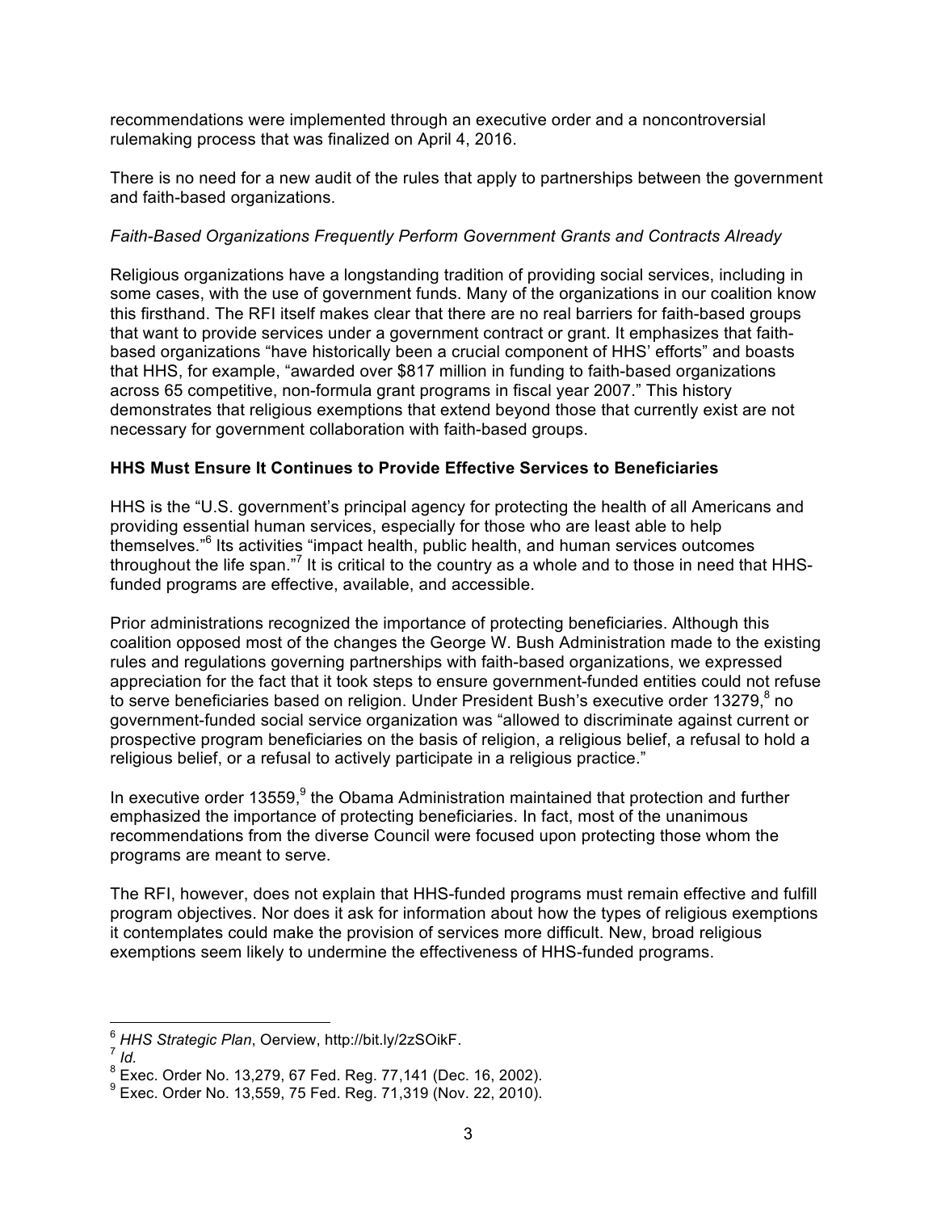recommendations were implemented through an executive order and a noncontroversial rulemaking process that was finalized on April 4, 2016.

There is no need for a new audit of the rules that apply to partnerships between the government and faith-based organizations.

*Faith-Based Organizations Frequently Perform Government Grants and Contracts Already*

Religious organizations have a longstanding tradition of providing social services, including in some cases, with the use of government funds. Many of the organizations in our coalition know this firsthand. The RFI itself makes clear that there are no real barriers for faith-based groups that want to provide services under a government contract or grant. It emphasizes that faith-based organizations "have historically been a crucial component of HHS' efforts" and boasts that HHS, for example, "awarded over $817 million in funding to faith-based organizations across 65 competitive, non-formula grant programs in fiscal year 2007." This history demonstrates that religious exemptions that extend beyond those that currently exist are not necessary for government collaboration with faith-based groups.

**HHS Must Ensure It Continues to Provide Effective Services to Beneficiaries**

HHS is the "U.S. government's principal agency for protecting the health of all Americans and providing essential human services, especially for those who are least able to help themselves."[6] Its activities "impact health, public health, and human services outcomes throughout the life span."[7] It is critical to the country as a whole and to those in need that HHS-funded programs are effective, available, and accessible.

Prior administrations recognized the importance of protecting beneficiaries. Although this coalition opposed most of the changes the George W. Bush Administration made to the existing rules and regulations governing partnerships with faith-based organizations, we expressed appreciation for the fact that it took steps to ensure government-funded entities could not refuse to serve beneficiaries based on religion. Under President Bush's executive order 13279,[8] no government-funded social service organization was "allowed to discriminate against current or prospective program beneficiaries on the basis of religion, a religious belief, a refusal to hold a religious belief, or a refusal to actively participate in a religious practice."

In executive order 13559,[9] the Obama Administration maintained that protection and further emphasized the importance of protecting beneficiaries. In fact, most of the unanimous recommendations from the diverse Council were focused upon protecting those whom the programs are meant to serve.

The RFI, however, does not explain that HHS-funded programs must remain effective and fulfill program objectives. Nor does it ask for information about how the types of religious exemptions it contemplates could make the provision of services more difficult. New, broad religious exemptions seem likely to undermine the effectiveness of HHS-funded programs.

---

[6] *HHS Strategic Plan*, Oerview, http://bit.ly/2zSOikF.

[7] *Id.*

[8] Exec. Order No. 13,279, 67 Fed. Reg. 77,141 (Dec. 16, 2002).

[9] Exec. Order No. 13,559, 75 Fed. Reg. 71,319 (Nov. 22, 2010).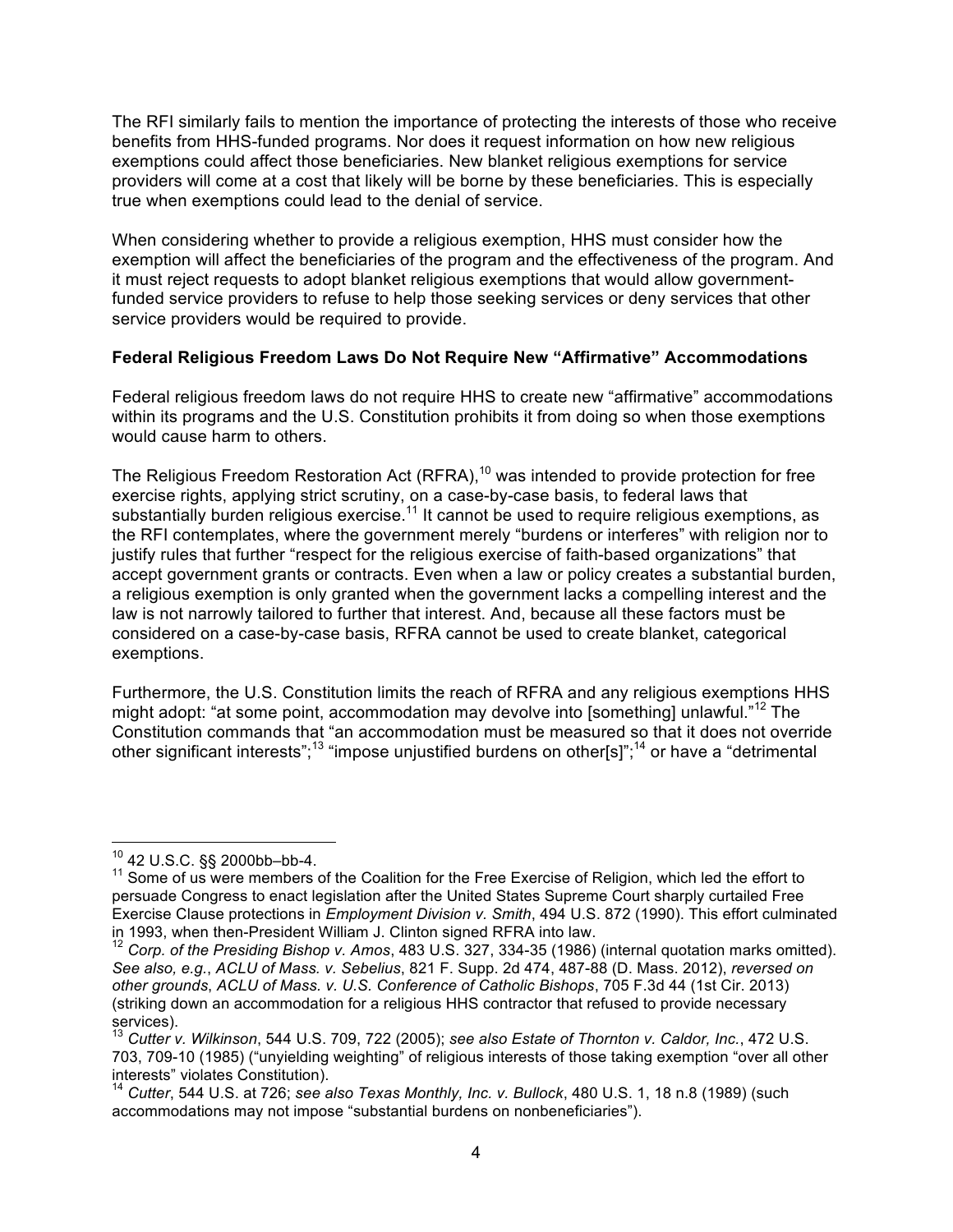The RFI similarly fails to mention the importance of protecting the interests of those who receive benefits from HHS-funded programs. Nor does it request information on how new religious exemptions could affect those beneficiaries. New blanket religious exemptions for service providers will come at a cost that likely will be borne by these beneficiaries. This is especially true when exemptions could lead to the denial of service.

When considering whether to provide a religious exemption, HHS must consider how the exemption will affect the beneficiaries of the program and the effectiveness of the program. And it must reject requests to adopt blanket religious exemptions that would allow government-funded service providers to refuse to help those seeking services or deny services that other service providers would be required to provide.

**Federal Religious Freedom Laws Do Not Require New "Affirmative" Accommodations**

Federal religious freedom laws do not require HHS to create new "affirmative" accommodations within its programs and the U.S. Constitution prohibits it from doing so when those exemptions would cause harm to others.

The Religious Freedom Restoration Act (RFRA),[10] was intended to provide protection for free exercise rights, applying strict scrutiny, on a case-by-case basis, to federal laws that substantially burden religious exercise.[11] It cannot be used to require religious exemptions, as the RFI contemplates, where the government merely "burdens or interferes" with religion nor to justify rules that further "respect for the religious exercise of faith-based organizations" that accept government grants or contracts. Even when a law or policy creates a substantial burden, a religious exemption is only granted when the government lacks a compelling interest and the law is not narrowly tailored to further that interest. And, because all these factors must be considered on a case-by-case basis, RFRA cannot be used to create blanket, categorical exemptions.

Furthermore, the U.S. Constitution limits the reach of RFRA and any religious exemptions HHS might adopt: "at some point, accommodation may devolve into [something] unlawful."[12] The Constitution commands that "an accommodation must be measured so that it does not override other significant interests";[13] "impose unjustified burdens on other[s]";[14] or have a "detrimental

---

[10] 42 U.S.C. §§ 2000bb–bb-4.

[11] Some of us were members of the Coalition for the Free Exercise of Religion, which led the effort to persuade Congress to enact legislation after the United States Supreme Court sharply curtailed Free Exercise Clause protections in *Employment Division v. Smith*, 494 U.S. 872 (1990). This effort culminated in 1993, when then-President William J. Clinton signed RFRA into law.

[12] *Corp. of the Presiding Bishop v. Amos*, 483 U.S. 327, 334-35 (1986) (internal quotation marks omitted). *See also, e.g.*, *ACLU of Mass. v. Sebelius*, 821 F. Supp. 2d 474, 487-88 (D. Mass. 2012), *reversed on other grounds*, *ACLU of Mass. v. U.S. Conference of Catholic Bishops*, 705 F.3d 44 (1st Cir. 2013) (striking down an accommodation for a religious HHS contractor that refused to provide necessary services).

[13] *Cutter v. Wilkinson*, 544 U.S. 709, 722 (2005); *see also Estate of Thornton v. Caldor, Inc.*, 472 U.S. 703, 709-10 (1985) ("unyielding weighting" of religious interests of those taking exemption "over all other interests" violates Constitution).

[14] *Cutter*, 544 U.S. at 726; *see also Texas Monthly, Inc. v. Bullock*, 480 U.S. 1, 18 n.8 (1989) (such accommodations may not impose "substantial burdens on nonbeneficiaries").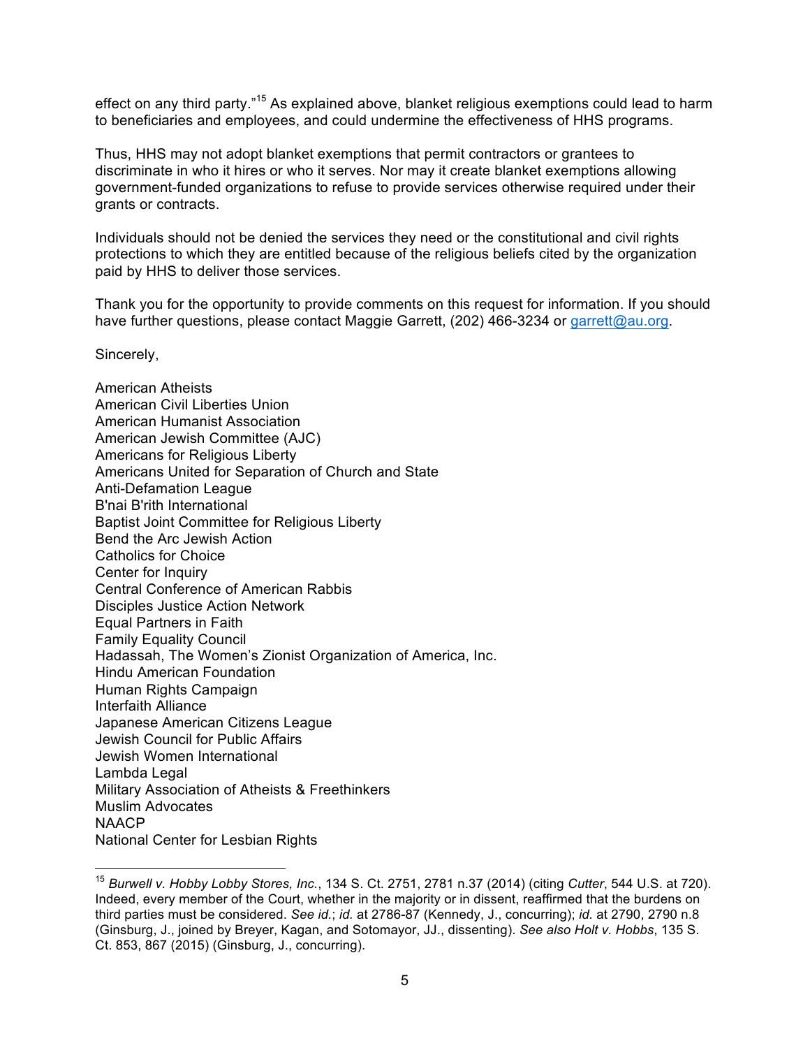effect on any third party."[15] As explained above, blanket religious exemptions could lead to harm to beneficiaries and employees, and could undermine the effectiveness of HHS programs.

Thus, HHS may not adopt blanket exemptions that permit contractors or grantees to discriminate in who it hires or who it serves. Nor may it create blanket exemptions allowing government-funded organizations to refuse to provide services otherwise required under their grants or contracts.

Individuals should not be denied the services they need or the constitutional and civil rights protections to which they are entitled because of the religious beliefs cited by the organization paid by HHS to deliver those services.

Thank you for the opportunity to provide comments on this request for information. If you should have further questions, please contact Maggie Garrett, (202) 466-3234 or garrett@au.org.

Sincerely,

American Atheists
American Civil Liberties Union
American Humanist Association
American Jewish Committee (AJC)
Americans for Religious Liberty
Americans United for Separation of Church and State
Anti-Defamation League
B'nai B'rith International
Baptist Joint Committee for Religious Liberty
Bend the Arc Jewish Action
Catholics for Choice
Center for Inquiry
Central Conference of American Rabbis
Disciples Justice Action Network
Equal Partners in Faith
Family Equality Council
Hadassah, The Women's Zionist Organization of America, Inc.
Hindu American Foundation
Human Rights Campaign
Interfaith Alliance
Japanese American Citizens League
Jewish Council for Public Affairs
Jewish Women International
Lambda Legal
Military Association of Atheists & Freethinkers
Muslim Advocates
NAACP
National Center for Lesbian Rights

---

[15] *Burwell v. Hobby Lobby Stores, Inc.*, 134 S. Ct. 2751, 2781 n.37 (2014) (citing *Cutter*, 544 U.S. at 720). Indeed, every member of the Court, whether in the majority or in dissent, reaffirmed that the burdens on third parties must be considered. *See id.*; *id.* at 2786-87 (Kennedy, J., concurring); *id.* at 2790, 2790 n.8 (Ginsburg, J., joined by Breyer, Kagan, and Sotomayor, JJ., dissenting). *See also Holt v. Hobbs*, 135 S. Ct. 853, 867 (2015) (Ginsburg, J., concurring).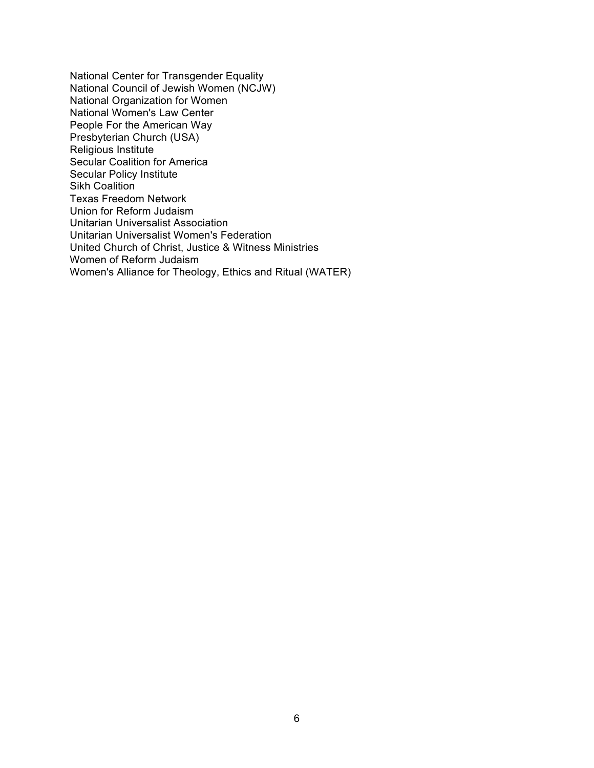National Center for Transgender Equality
National Council of Jewish Women (NCJW)
National Organization for Women
National Women's Law Center
People For the American Way
Presbyterian Church (USA)
Religious Institute
Secular Coalition for America
Secular Policy Institute
Sikh Coalition
Texas Freedom Network
Union for Reform Judaism
Unitarian Universalist Association
Unitarian Universalist Women's Federation
United Church of Christ, Justice & Witness Ministries
Women of Reform Judaism
Women's Alliance for Theology, Ethics and Ritual (WATER)